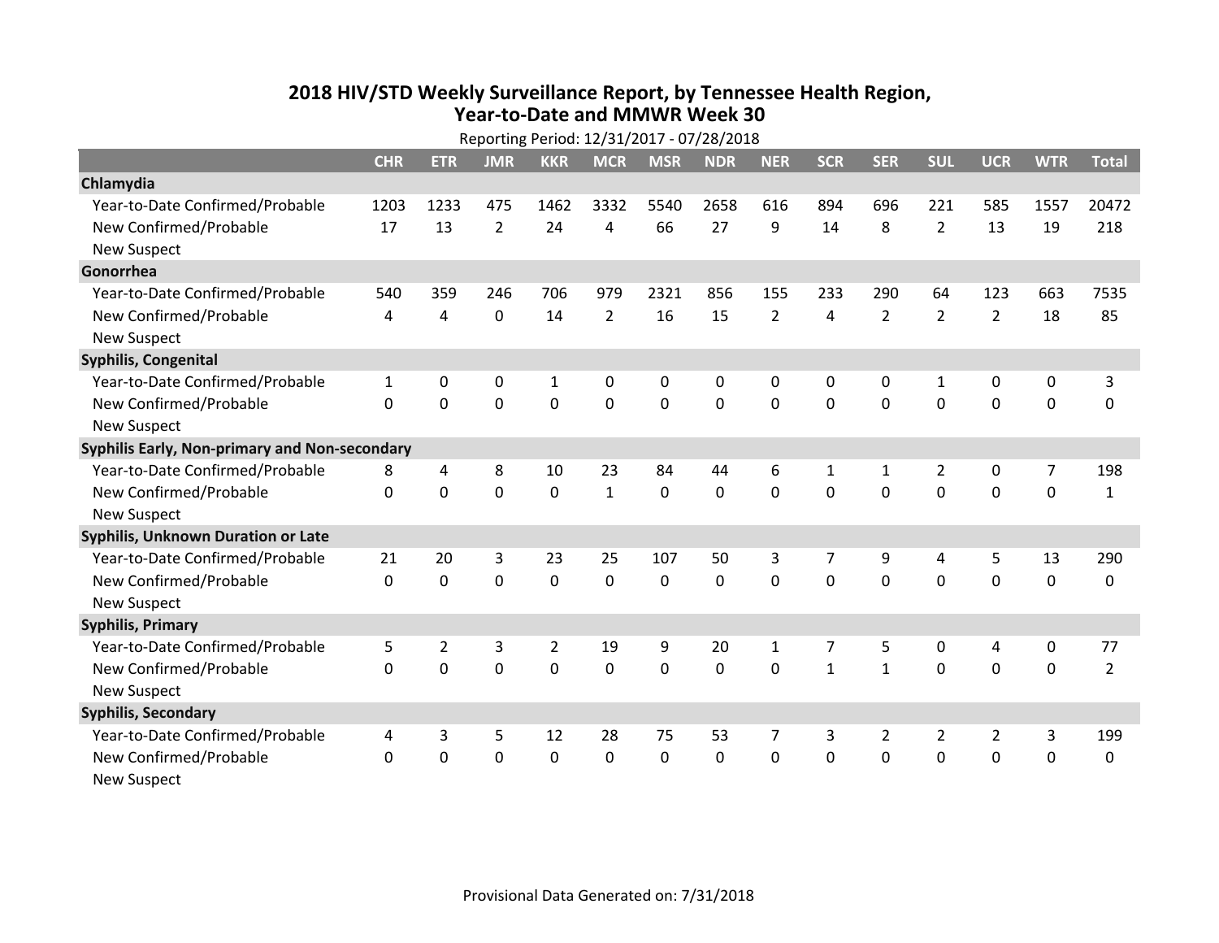# 2018 HIV/STD Weekly Surveillance Report, by Tennessee Health Region, Year-to-Date and MMWR Week 30

Reporting Period: 12/31/2017 - 07/28/2018

| | CHR | ETR | JMR | KKR | MCR | MSR | NDR | NER | SCR | SER | SUL | UCR | WTR | Total |
|---|---|---|---|---|---|---|---|---|---|---|---|---|---|---|
| **Chlamydia** | | | | | | | | | | | | | | |
| Year-to-Date Confirmed/Probable | 1203 | 1233 | 475 | 1462 | 3332 | 5540 | 2658 | 616 | 894 | 696 | 221 | 585 | 1557 | 20472 |
| New Confirmed/Probable | 17 | 13 | 2 | 24 | 4 | 66 | 27 | 9 | 14 | 8 | 2 | 13 | 19 | 218 |
| New Suspect | | | | | | | | | | | | | | |
| **Gonorrhea** | | | | | | | | | | | | | | |
| Year-to-Date Confirmed/Probable | 540 | 359 | 246 | 706 | 979 | 2321 | 856 | 155 | 233 | 290 | 64 | 123 | 663 | 7535 |
| New Confirmed/Probable | 4 | 4 | 0 | 14 | 2 | 16 | 15 | 2 | 4 | 2 | 2 | 2 | 18 | 85 |
| New Suspect | | | | | | | | | | | | | | |
| **Syphilis, Congenital** | | | | | | | | | | | | | | |
| Year-to-Date Confirmed/Probable | 1 | 0 | 0 | 1 | 0 | 0 | 0 | 0 | 0 | 0 | 1 | 0 | 0 | 3 |
| New Confirmed/Probable | 0 | 0 | 0 | 0 | 0 | 0 | 0 | 0 | 0 | 0 | 0 | 0 | 0 | 0 |
| New Suspect | | | | | | | | | | | | | | |
| **Syphilis Early, Non-primary and Non-secondary** | | | | | | | | | | | | | | |
| Year-to-Date Confirmed/Probable | 8 | 4 | 8 | 10 | 23 | 84 | 44 | 6 | 1 | 1 | 2 | 0 | 7 | 198 |
| New Confirmed/Probable | 0 | 0 | 0 | 0 | 1 | 0 | 0 | 0 | 0 | 0 | 0 | 0 | 0 | 1 |
| New Suspect | | | | | | | | | | | | | | |
| **Syphilis, Unknown Duration or Late** | | | | | | | | | | | | | | |
| Year-to-Date Confirmed/Probable | 21 | 20 | 3 | 23 | 25 | 107 | 50 | 3 | 7 | 9 | 4 | 5 | 13 | 290 |
| New Confirmed/Probable | 0 | 0 | 0 | 0 | 0 | 0 | 0 | 0 | 0 | 0 | 0 | 0 | 0 | 0 |
| New Suspect | | | | | | | | | | | | | | |
| **Syphilis, Primary** | | | | | | | | | | | | | | |
| Year-to-Date Confirmed/Probable | 5 | 2 | 3 | 2 | 19 | 9 | 20 | 1 | 7 | 5 | 0 | 4 | 0 | 77 |
| New Confirmed/Probable | 0 | 0 | 0 | 0 | 0 | 0 | 0 | 0 | 1 | 1 | 0 | 0 | 0 | 2 |
| New Suspect | | | | | | | | | | | | | | |
| **Syphilis, Secondary** | | | | | | | | | | | | | | |
| Year-to-Date Confirmed/Probable | 4 | 3 | 5 | 12 | 28 | 75 | 53 | 7 | 3 | 2 | 2 | 2 | 3 | 199 |
| New Confirmed/Probable | 0 | 0 | 0 | 0 | 0 | 0 | 0 | 0 | 0 | 0 | 0 | 0 | 0 | 0 |
| New Suspect | | | | | | | | | | | | | | |

Provisional Data Generated on: 7/31/2018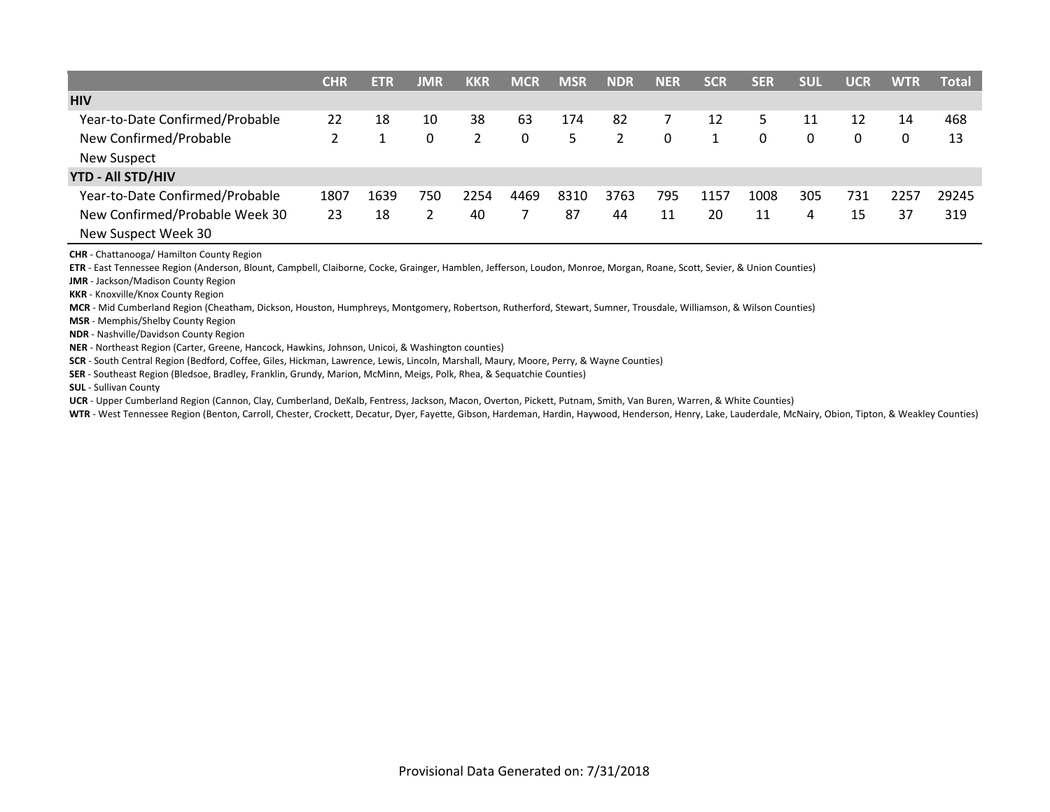| | CHR | ETR | JMR | KKR | MCR | MSR | NDR | NER | SCR | SER | SUL | UCR | WTR | Total |
|---|---|---|---|---|---|---|---|---|---|---|---|---|---|---|
| **HIV** | | | | | | | | | | | | | | |
| Year-to-Date Confirmed/Probable | 22 | 18 | 10 | 38 | 63 | 174 | 82 | 7 | 12 | 5 | 11 | 12 | 14 | 468 |
| New Confirmed/Probable | 2 | 1 | 0 | 2 | 0 | 5 | 2 | 0 | 1 | 0 | 0 | 0 | 0 | 13 |
| New Suspect | | | | | | | | | | | | | | |
| **YTD - All STD/HIV** | | | | | | | | | | | | | | |
| Year-to-Date Confirmed/Probable | 1807 | 1639 | 750 | 2254 | 4469 | 8310 | 3763 | 795 | 1157 | 1008 | 305 | 731 | 2257 | 29245 |
| New Confirmed/Probable Week 30 | 23 | 18 | 2 | 40 | 7 | 87 | 44 | 11 | 20 | 11 | 4 | 15 | 37 | 319 |
| New Suspect Week 30 | | | | | | | | | | | | | | |

**CHR** - Chattanooga/ Hamilton County Region

**ETR** - East Tennessee Region (Anderson, Blount, Campbell, Claiborne, Cocke, Grainger, Hamblen, Jefferson, Loudon, Monroe, Morgan, Roane, Scott, Sevier, & Union Counties)

**JMR** - Jackson/Madison County Region

**KKR** - Knoxville/Knox County Region

**MCR** - Mid Cumberland Region (Cheatham, Dickson, Houston, Humphreys, Montgomery, Robertson, Rutherford, Stewart, Sumner, Trousdale, Williamson, & Wilson Counties)

**MSR** - Memphis/Shelby County Region

**NDR** - Nashville/Davidson County Region

**NER** - Northeast Region (Carter, Greene, Hancock, Hawkins, Johnson, Unicoi, & Washington counties)

**SCR** - South Central Region (Bedford, Coffee, Giles, Hickman, Lawrence, Lewis, Lincoln, Marshall, Maury, Moore, Perry, & Wayne Counties)

**SER** - Southeast Region (Bledsoe, Bradley, Franklin, Grundy, Marion, McMinn, Meigs, Polk, Rhea, & Sequatchie Counties)

**SUL** - Sullivan County

**UCR** - Upper Cumberland Region (Cannon, Clay, Cumberland, DeKalb, Fentress, Jackson, Macon, Overton, Pickett, Putnam, Smith, Van Buren, Warren, & White Counties)

**WTR** - West Tennessee Region (Benton, Carroll, Chester, Crockett, Decatur, Dyer, Fayette, Gibson, Hardeman, Hardin, Haywood, Henderson, Henry, Lake, Lauderdale, McNairy, Obion, Tipton, & Weakley Counties)

Provisional Data Generated on: 7/31/2018